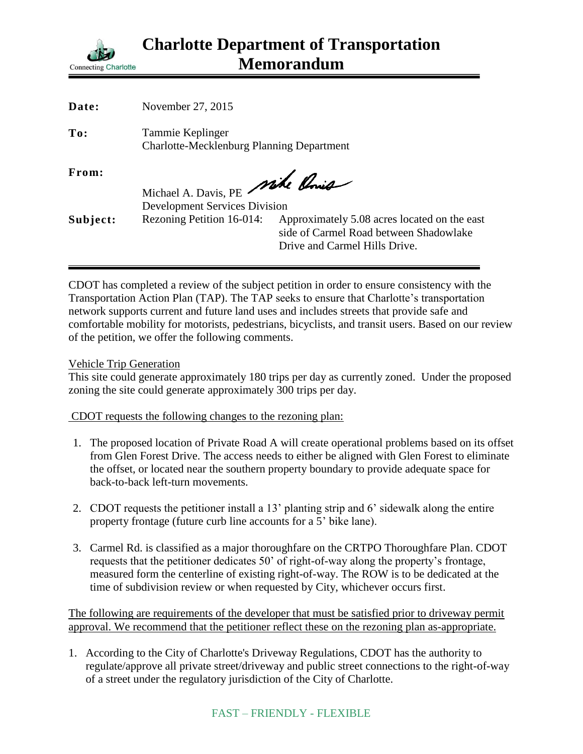# Charlotte Department of Transportation Memorandum

Connecting Charlotte

**Date:** November 27, 2015

**To:** Tammie Keplinger
Charlotte-Mecklenburg Planning Department

**From:** Michael A. Davis, PE
Development Services Division

**Subject:** Rezoning Petition 16-014: Approximately 5.08 acres located on the east side of Carmel Road between Shadowlake Drive and Carmel Hills Drive.

---

CDOT has completed a review of the subject petition in order to ensure consistency with the Transportation Action Plan (TAP). The TAP seeks to ensure that Charlotte's transportation network supports current and future land uses and includes streets that provide safe and comfortable mobility for motorists, pedestrians, bicyclists, and transit users. Based on our review of the petition, we offer the following comments.

Vehicle Trip Generation

This site could generate approximately 180 trips per day as currently zoned. Under the proposed zoning the site could generate approximately 300 trips per day.

CDOT requests the following changes to the rezoning plan:

1. The proposed location of Private Road A will create operational problems based on its offset from Glen Forest Drive. The access needs to either be aligned with Glen Forest to eliminate the offset, or located near the southern property boundary to provide adequate space for back-to-back left-turn movements.

2. CDOT requests the petitioner install a 13' planting strip and 6' sidewalk along the entire property frontage (future curb line accounts for a 5' bike lane).

3. Carmel Rd. is classified as a major thoroughfare on the CRTPO Thoroughfare Plan. CDOT requests that the petitioner dedicates 50' of right-of-way along the property's frontage, measured form the centerline of existing right-of-way. The ROW is to be dedicated at the time of subdivision review or when requested by City, whichever occurs first.

The following are requirements of the developer that must be satisfied prior to driveway permit approval. We recommend that the petitioner reflect these on the rezoning plan as-appropriate.

1. According to the City of Charlotte's Driveway Regulations, CDOT has the authority to regulate/approve all private street/driveway and public street connections to the right-of-way of a street under the regulatory jurisdiction of the City of Charlotte.

FAST – FRIENDLY - FLEXIBLE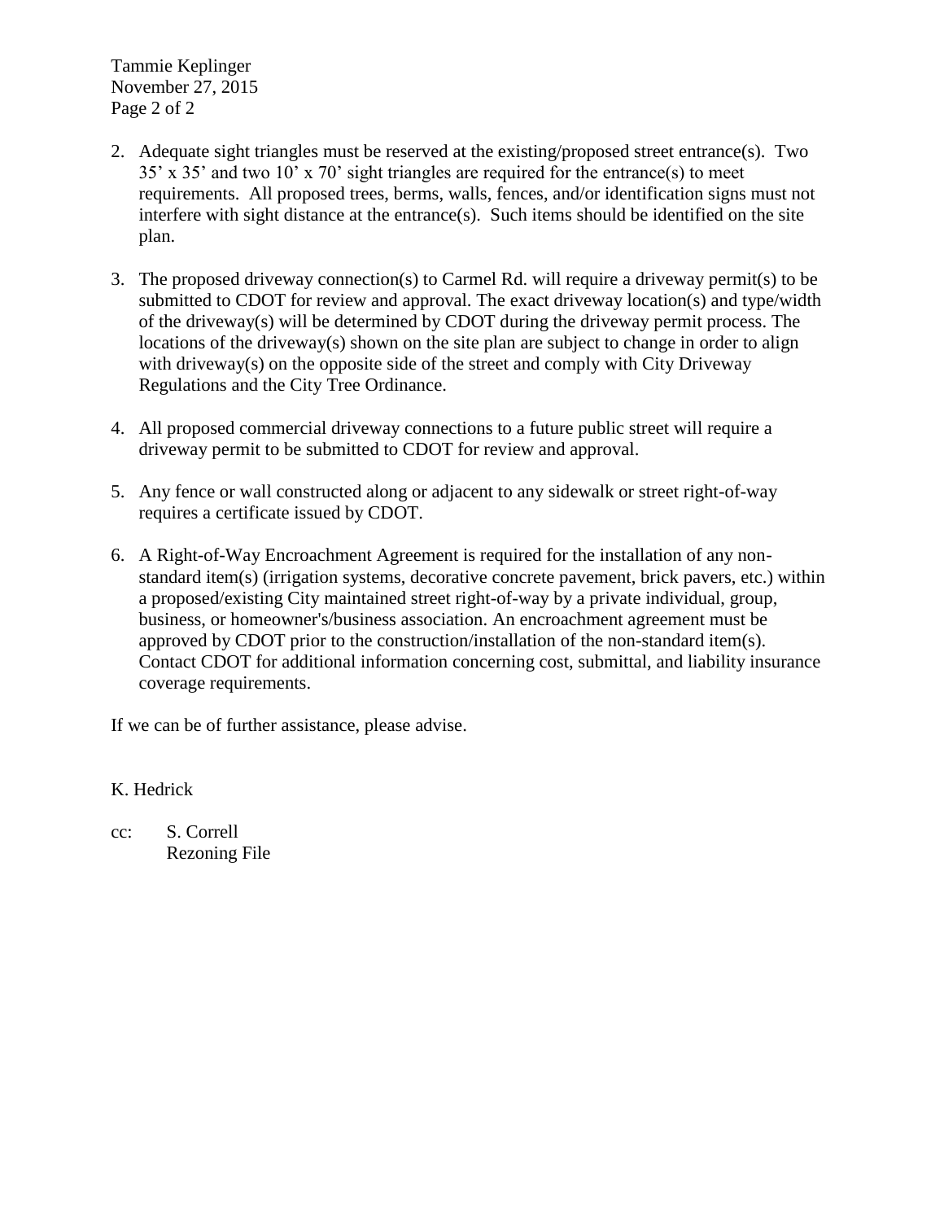2. Adequate sight triangles must be reserved at the existing/proposed street entrance(s). Two 35’ x 35’ and two 10’ x 70’ sight triangles are required for the entrance(s) to meet requirements. All proposed trees, berms, walls, fences, and/or identification signs must not interfere with sight distance at the entrance(s). Such items should be identified on the site plan.

3. The proposed driveway connection(s) to Carmel Rd. will require a driveway permit(s) to be submitted to CDOT for review and approval. The exact driveway location(s) and type/width of the driveway(s) will be determined by CDOT during the driveway permit process. The locations of the driveway(s) shown on the site plan are subject to change in order to align with driveway(s) on the opposite side of the street and comply with City Driveway Regulations and the City Tree Ordinance.

4. All proposed commercial driveway connections to a future public street will require a driveway permit to be submitted to CDOT for review and approval.

5. Any fence or wall constructed along or adjacent to any sidewalk or street right-of-way requires a certificate issued by CDOT.

6. A Right-of-Way Encroachment Agreement is required for the installation of any non-standard item(s) (irrigation systems, decorative concrete pavement, brick pavers, etc.) within a proposed/existing City maintained street right-of-way by a private individual, group, business, or homeowner's/business association. An encroachment agreement must be approved by CDOT prior to the construction/installation of the non-standard item(s). Contact CDOT for additional information concerning cost, submittal, and liability insurance coverage requirements.

If we can be of further assistance, please advise.

K. Hedrick

cc: S. Correll
Rezoning File